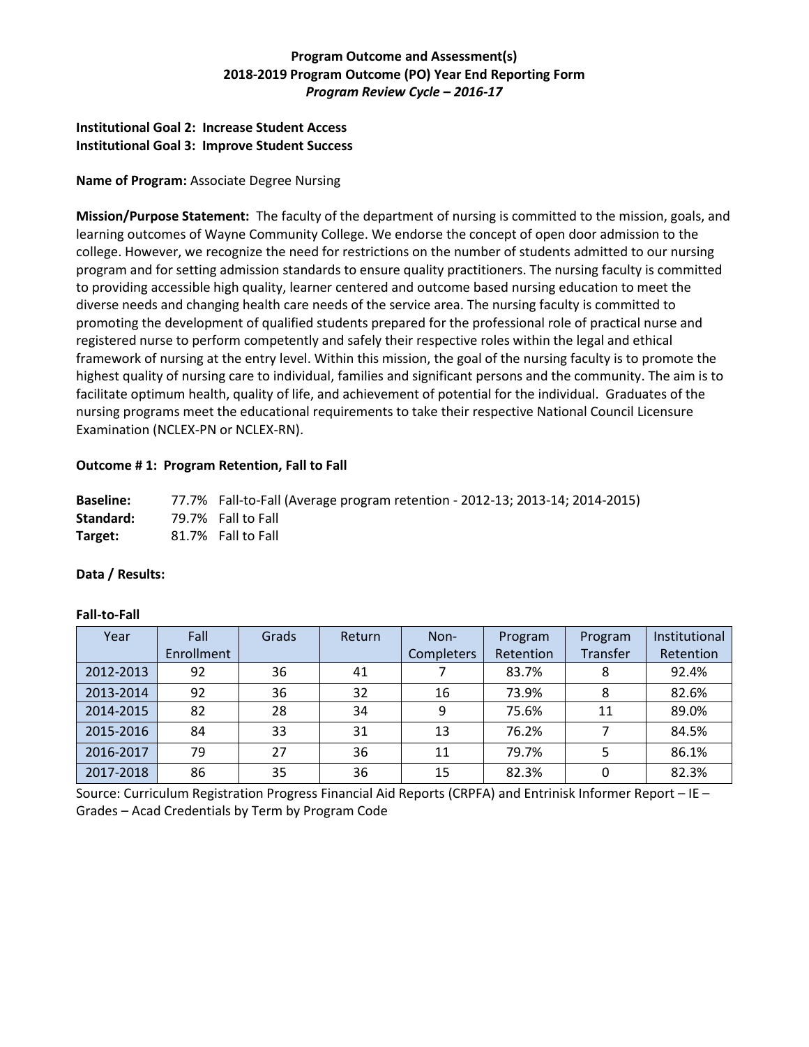**Program Outcome and Assessment(s)**
**2018-2019 Program Outcome (PO) Year End Reporting Form**
***Program Review Cycle – 2016-17***

**Institutional Goal 2: Increase Student Access**
**Institutional Goal 3: Improve Student Success**

**Name of Program:** Associate Degree Nursing

**Mission/Purpose Statement:** The faculty of the department of nursing is committed to the mission, goals, and learning outcomes of Wayne Community College. We endorse the concept of open door admission to the college. However, we recognize the need for restrictions on the number of students admitted to our nursing program and for setting admission standards to ensure quality practitioners. The nursing faculty is committed to providing accessible high quality, learner centered and outcome based nursing education to meet the diverse needs and changing health care needs of the service area. The nursing faculty is committed to promoting the development of qualified students prepared for the professional role of practical nurse and registered nurse to perform competently and safely their respective roles within the legal and ethical framework of nursing at the entry level. Within this mission, the goal of the nursing faculty is to promote the highest quality of nursing care to individual, families and significant persons and the community. The aim is to facilitate optimum health, quality of life, and achievement of potential for the individual. Graduates of the nursing programs meet the educational requirements to take their respective National Council Licensure Examination (NCLEX-PN or NCLEX-RN).

**Outcome # 1: Program Retention, Fall to Fall**

**Baseline:** 77.7% Fall-to-Fall (Average program retention - 2012-13; 2013-14; 2014-2015)
**Standard:** 79.7% Fall to Fall
**Target:** 81.7% Fall to Fall

**Data / Results:**

**Fall-to-Fall**

| Year | Fall Enrollment | Grads | Return | Non-Completers | Program Retention | Program Transfer | Institutional Retention |
|---|---|---|---|---|---|---|---|
| 2012-2013 | 92 | 36 | 41 | 7 | 83.7% | 8 | 92.4% |
| 2013-2014 | 92 | 36 | 32 | 16 | 73.9% | 8 | 82.6% |
| 2014-2015 | 82 | 28 | 34 | 9 | 75.6% | 11 | 89.0% |
| 2015-2016 | 84 | 33 | 31 | 13 | 76.2% | 7 | 84.5% |
| 2016-2017 | 79 | 27 | 36 | 11 | 79.7% | 5 | 86.1% |
| 2017-2018 | 86 | 35 | 36 | 15 | 82.3% | 0 | 82.3% |

Source: Curriculum Registration Progress Financial Aid Reports (CRPFA) and Entrinisk Informer Report – IE – Grades – Acad Credentials by Term by Program Code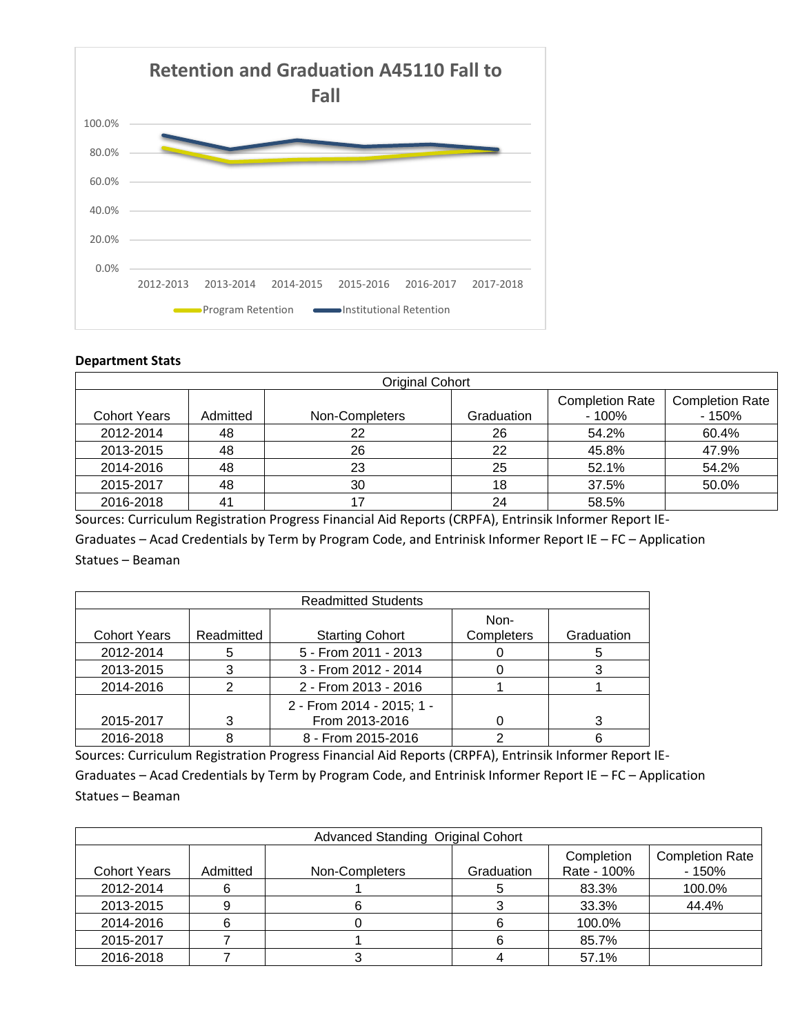Retention and Graduation A45110 Fall to Fall

100.0%
80.0%
60.0%
40.0%
20.0%
0.0%

2012-2013 2013-2014 2014-2015 2015-2016 2016-2017 2017-2018

Program Retention  Institutional Retention

**Department Stats**

| Original Cohort | | | | | |
|---|---|---|---|---|---|
| Cohort Years | Admitted | Non-Completers | Graduation | Completion Rate - 100% | Completion Rate - 150% |
| 2012-2014 | 48 | 22 | 26 | 54.2% | 60.4% |
| 2013-2015 | 48 | 26 | 22 | 45.8% | 47.9% |
| 2014-2016 | 48 | 23 | 25 | 52.1% | 54.2% |
| 2015-2017 | 48 | 30 | 18 | 37.5% | 50.0% |
| 2016-2018 | 41 | 17 | 24 | 58.5% | |

Sources: Curriculum Registration Progress Financial Aid Reports (CRPFA), Entrinsik Informer Report IE-Graduates – Acad Credentials by Term by Program Code, and Entrinisk Informer Report IE – FC – Application Statues – Beaman

| Readmitted Students | | | | |
|---|---|---|---|---|
| Cohort Years | Readmitted | Starting Cohort | Non-Completers | Graduation |
| 2012-2014 | 5 | 5 - From 2011 - 2013 | 0 | 5 |
| 2013-2015 | 3 | 3 - From 2012 - 2014 | 0 | 3 |
| 2014-2016 | 2 | 2 - From 2013 - 2016 | 1 | 1 |
| 2015-2017 | 3 | 2 - From 2014 - 2015; 1 - From 2013-2016 | 0 | 3 |
| 2016-2018 | 8 | 8 - From 2015-2016 | 2 | 6 |

Sources: Curriculum Registration Progress Financial Aid Reports (CRPFA), Entrinsik Informer Report IE-Graduates – Acad Credentials by Term by Program Code, and Entrinisk Informer Report IE – FC – Application Statues – Beaman

| Advanced Standing Original Cohort | | | | | |
|---|---|---|---|---|---|
| Cohort Years | Admitted | Non-Completers | Graduation | Completion Rate - 100% | Completion Rate - 150% |
| 2012-2014 | 6 | 1 | 5 | 83.3% | 100.0% |
| 2013-2015 | 9 | 6 | 3 | 33.3% | 44.4% |
| 2014-2016 | 6 | 0 | 6 | 100.0% | |
| 2015-2017 | 7 | 1 | 6 | 85.7% | |
| 2016-2018 | 7 | 3 | 4 | 57.1% | |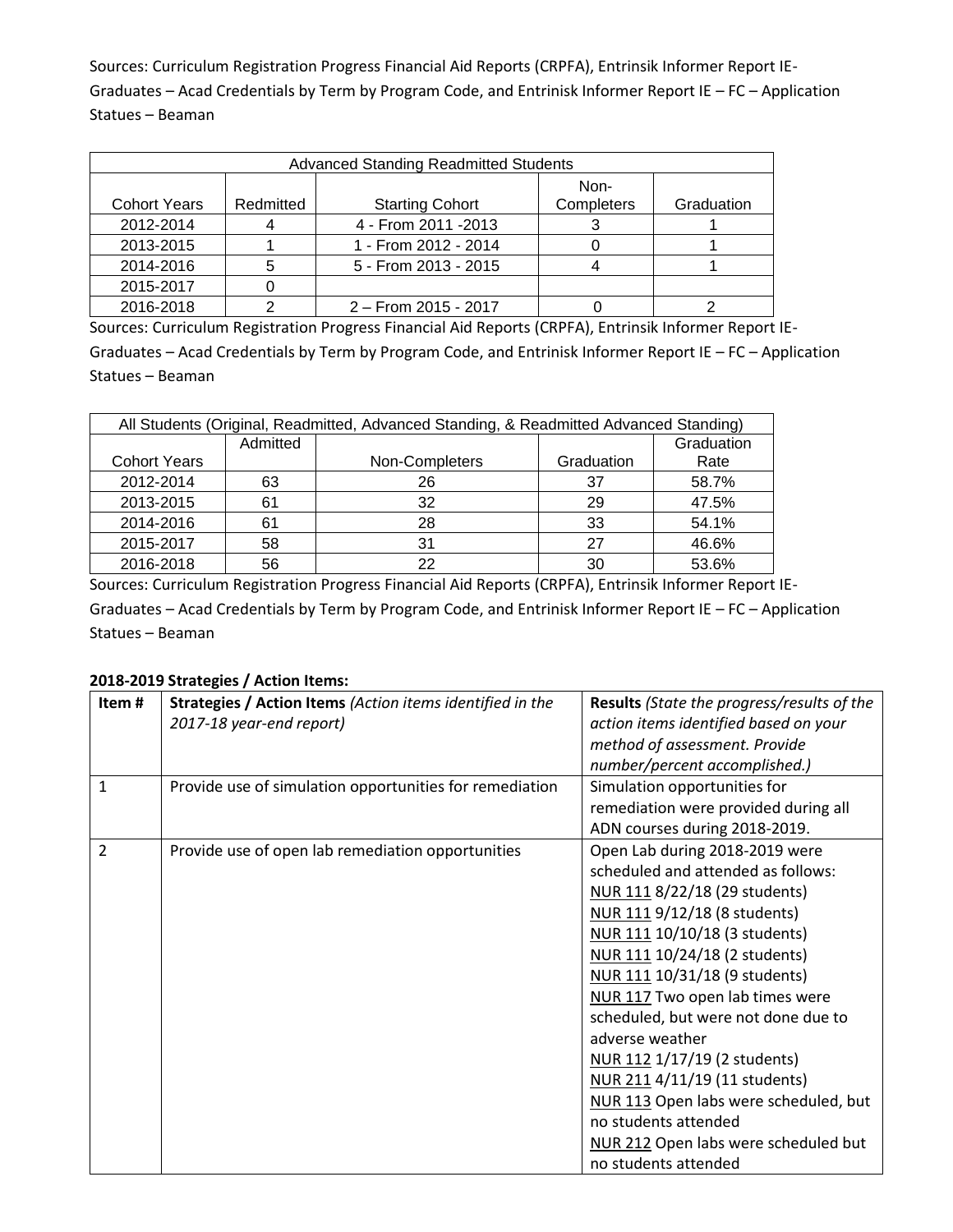Sources: Curriculum Registration Progress Financial Aid Reports (CRPFA), Entrinsik Informer Report IE-Graduates – Acad Credentials by Term by Program Code, and Entrinisk Informer Report IE – FC – Application Statues – Beaman

| Advanced Standing Readmitted Students | | | | |
|---|---|---|---|---|
| Cohort Years | Redmitted | Starting Cohort | Non-Completers | Graduation |
| 2012-2014 | 4 | 4 - From 2011 -2013 | 3 | 1 |
| 2013-2015 | 1 | 1 - From 2012 - 2014 | 0 | 1 |
| 2014-2016 | 5 | 5 - From 2013 - 2015 | 4 | 1 |
| 2015-2017 | 0 | | | |
| 2016-2018 | 2 | 2 – From 2015 - 2017 | 0 | 2 |

Sources: Curriculum Registration Progress Financial Aid Reports (CRPFA), Entrinsik Informer Report IE-Graduates – Acad Credentials by Term by Program Code, and Entrinisk Informer Report IE – FC – Application Statues – Beaman

| All Students (Original, Readmitted, Advanced Standing, & Readmitted Advanced Standing) | | | | |
|---|---|---|---|---|
| Cohort Years | Admitted | Non-Completers | Graduation | Graduation Rate |
| 2012-2014 | 63 | 26 | 37 | 58.7% |
| 2013-2015 | 61 | 32 | 29 | 47.5% |
| 2014-2016 | 61 | 28 | 33 | 54.1% |
| 2015-2017 | 58 | 31 | 27 | 46.6% |
| 2016-2018 | 56 | 22 | 30 | 53.6% |

Sources: Curriculum Registration Progress Financial Aid Reports (CRPFA), Entrinsik Informer Report IE-Graduates – Acad Credentials by Term by Program Code, and Entrinisk Informer Report IE – FC – Application Statues – Beaman

**2018-2019 Strategies / Action Items:**

| Item # | **Strategies / Action Items** *(Action items identified in the 2017-18 year-end report)* | **Results** *(State the progress/results of the action items identified based on your method of assessment. Provide number/percent accomplished.)* |
|---|---|---|
| 1 | Provide use of simulation opportunities for remediation | Simulation opportunities for remediation were provided during all ADN courses during 2018-2019. |
| 2 | Provide use of open lab remediation opportunities | Open Lab during 2018-2019 were scheduled and attended as follows: <br> <u>NUR 111</u> 8/22/18 (29 students) <br> <u>NUR 111</u> 9/12/18 (8 students) <br> <u>NUR 111</u> 10/10/18 (3 students) <br> <u>NUR 111</u> 10/24/18 (2 students) <br> <u>NUR 111</u> 10/31/18 (9 students) <br> <u>NUR 117</u> Two open lab times were scheduled, but were not done due to adverse weather <br> <u>NUR 112</u> 1/17/19 (2 students) <br> <u>NUR 211</u> 4/11/19 (11 students) <br> <u>NUR 113</u> Open labs were scheduled, but no students attended <br> <u>NUR 212</u> Open labs were scheduled but no students attended |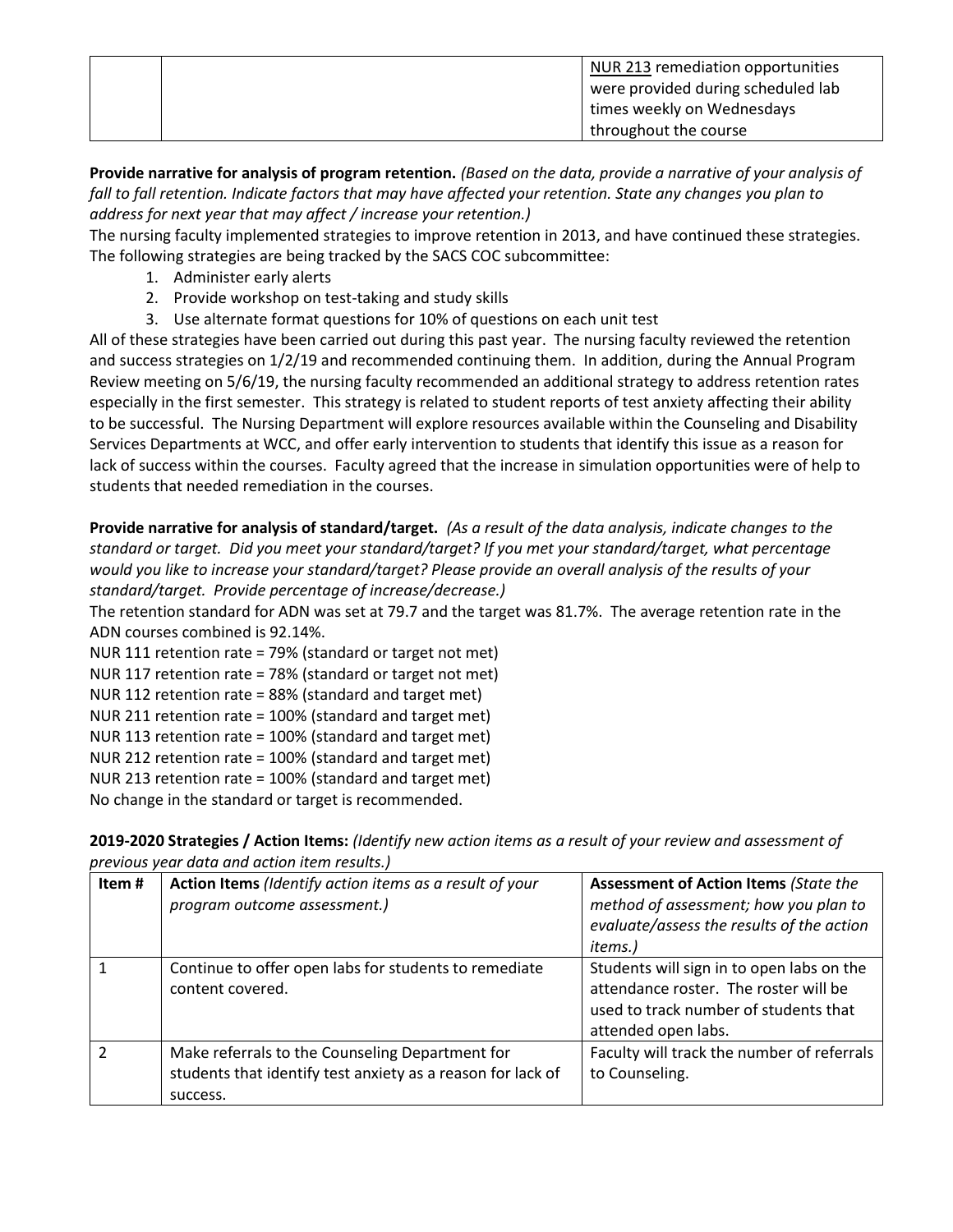| | | |
|---|---|---|
| | | NUR 213 remediation opportunities were provided during scheduled lab times weekly on Wednesdays throughout the course |

**Provide narrative for analysis of program retention.** *(Based on the data, provide a narrative of your analysis of fall to fall retention. Indicate factors that may have affected your retention. State any changes you plan to address for next year that may affect / increase your retention.)*

The nursing faculty implemented strategies to improve retention in 2013, and have continued these strategies. The following strategies are being tracked by the SACS COC subcommittee:

1. Administer early alerts
2. Provide workshop on test-taking and study skills
3. Use alternate format questions for 10% of questions on each unit test

All of these strategies have been carried out during this past year. The nursing faculty reviewed the retention and success strategies on 1/2/19 and recommended continuing them. In addition, during the Annual Program Review meeting on 5/6/19, the nursing faculty recommended an additional strategy to address retention rates especially in the first semester. This strategy is related to student reports of test anxiety affecting their ability to be successful. The Nursing Department will explore resources available within the Counseling and Disability Services Departments at WCC, and offer early intervention to students that identify this issue as a reason for lack of success within the courses. Faculty agreed that the increase in simulation opportunities were of help to students that needed remediation in the courses.

**Provide narrative for analysis of standard/target.** *(As a result of the data analysis, indicate changes to the standard or target. Did you meet your standard/target? If you met your standard/target, what percentage would you like to increase your standard/target? Please provide an overall analysis of the results of your standard/target. Provide percentage of increase/decrease.)*

The retention standard for ADN was set at 79.7 and the target was 81.7%. The average retention rate in the ADN courses combined is 92.14%.

NUR 111 retention rate = 79% (standard or target not met)
NUR 117 retention rate = 78% (standard or target not met)
NUR 112 retention rate = 88% (standard and target met)
NUR 211 retention rate = 100% (standard and target met)
NUR 113 retention rate = 100% (standard and target met)
NUR 212 retention rate = 100% (standard and target met)
NUR 213 retention rate = 100% (standard and target met)
No change in the standard or target is recommended.

**2019-2020 Strategies / Action Items:** *(Identify new action items as a result of your review and assessment of previous year data and action item results.)*

| Item # | **Action Items** *(Identify action items as a result of your program outcome assessment.)* | **Assessment of Action Items** *(State the method of assessment; how you plan to evaluate/assess the results of the action items.)* |
|---|---|---|
| 1 | Continue to offer open labs for students to remediate content covered. | Students will sign in to open labs on the attendance roster. The roster will be used to track number of students that attended open labs. |
| 2 | Make referrals to the Counseling Department for students that identify test anxiety as a reason for lack of success. | Faculty will track the number of referrals to Counseling. |